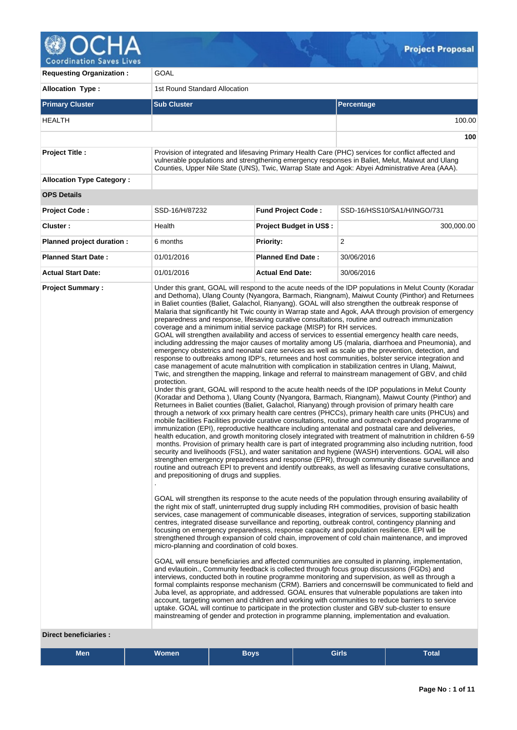**Project Proposal**

| | | | |
|---|---|---|---|
| **Requesting Organization :** | GOAL | | |
| **Allocation Type :** | 1st Round Standard Allocation | | |

| **Primary Cluster** | **Sub Cluster** | **Percentage** |
|---|---|---|
| HEALTH | | 100.00 |
| | | **100** |

| | | | |
|---|---|---|---|
| **Project Title :** | Provision of integrated and lifesaving Primary Health Care (PHC) services for conflict affected and vulnerable populations and strengthening emergency responses in Baliet, Melut, Maiwut and Ulang Counties, Upper Nile State (UNS), Twic, Warrap State and Agok: Abyei Administrative Area (AAA). | | |
| **Allocation Type Category :** | | | |

**OPS Details**

| | | | |
|---|---|---|---|
| **Project Code :** | SSD-16/H/87232 | **Fund Project Code :** | SSD-16/HSS10/SA1/H/INGO/731 |
| **Cluster :** | Health | **Project Budget in US$ :** | 300,000.00 |
| **Planned project duration :** | 6 months | **Priority:** | 2 |
| **Planned Start Date :** | 01/01/2016 | **Planned End Date :** | 30/06/2016 |
| **Actual Start Date:** | 01/01/2016 | **Actual End Date:** | 30/06/2016 |

**Project Summary :**

Under this grant, GOAL will respond to the acute needs of the IDP populations in Melut County (Koradar and Dethoma), Ulang County (Nyangora, Barmach, Riangnam), Maiwut County (Pinthor) and Returnees in Baliet counties (Baliet, Galachol, Rianyang). GOAL will also strengthen the outbreak response of Malaria that significantly hit Twic county in Warrap state and Agok, AAA through provision of emergency preparedness and response, lifesaving curative consultations, routine and outreach immunization coverage and a minimum initial service package (MISP) for RH services.
GOAL will strengthen availability and access of services to essential emergency health care needs, including addressing the major causes of mortality among U5 (malaria, diarrhoea and Pneumonia), and emergency obstetrics and neonatal care services as well as scale up the prevention, detection, and response to outbreaks among IDP's, returnees and host communities, bolster service integration and case management of acute malnutrition with complication in stabilization centres in Ulang, Maiwut, Twic, and strengthen the mapping, linkage and referral to mainstream management of GBV, and child protection.
Under this grant, GOAL will respond to the acute health needs of the IDP populations in Melut County (Koradar and Dethoma ), Ulang County (Nyangora, Barmach, Riangnam), Maiwut County (Pinthor) and Returnees in Baliet counties (Baliet, Galachol, Rianyang) through provision of primary health care through a network of xxx primary health care centres (PHCCs), primary health care units (PHCUs) and mobile facilities Facilities provide curative consultations, routine and outreach expanded programme of immunization (EPI), reproductive healthcare including antenatal and postnatal care and deliveries, health education, and growth monitoring closely integrated with treatment of malnutrition in children 6-59 months. Provision of primary health care is part of integrated programming also including nutrition, food security and livelihoods (FSL), and water sanitation and hygiene (WASH) interventions. GOAL will also strengthen emergency preparedness and response (EPR), through community disease surveillance and routine and outreach EPI to prevent and identify outbreaks, as well as lifesaving curative consultations, and prepositioning of drugs and supplies.
.

GOAL will strengthen its response to the acute needs of the population through ensuring availability of the right mix of staff, uninterrupted drug supply including RH commodities, provision of basic health services, case management of communicable diseases, integration of services, supporting stabilization centres, integrated disease surveillance and reporting, outbreak control, contingency planning and focusing on emergency preparedness, response capacity and population resilience. EPI will be strengthened through expansion of cold chain, improvement of cold chain maintenance, and improved micro-planning and coordination of cold boxes.

GOAL will ensure beneficiaries and affected communities are consulted in planning, implementation, and evlautioin., Community feedback is collected through focus group discussions (FGDs) and interviews, conducted both in routine programme monitoring and supervision, as well as through a formal complaints response mechanism (CRM). Barriers and concernswill be communicated to field and Juba level, as appropriate, and addressed. GOAL ensures that vulnerable populations are taken into account, targeting women and children and working with communities to reduce barriers to service uptake. GOAL will continue to participate in the protection cluster and GBV sub-cluster to ensure mainstreaming of gender and protection in programme planning, implementation and evaluation.

**Direct beneficiaries :**

| Men | Women | Boys | Girls | Total |
|---|---|---|---|---|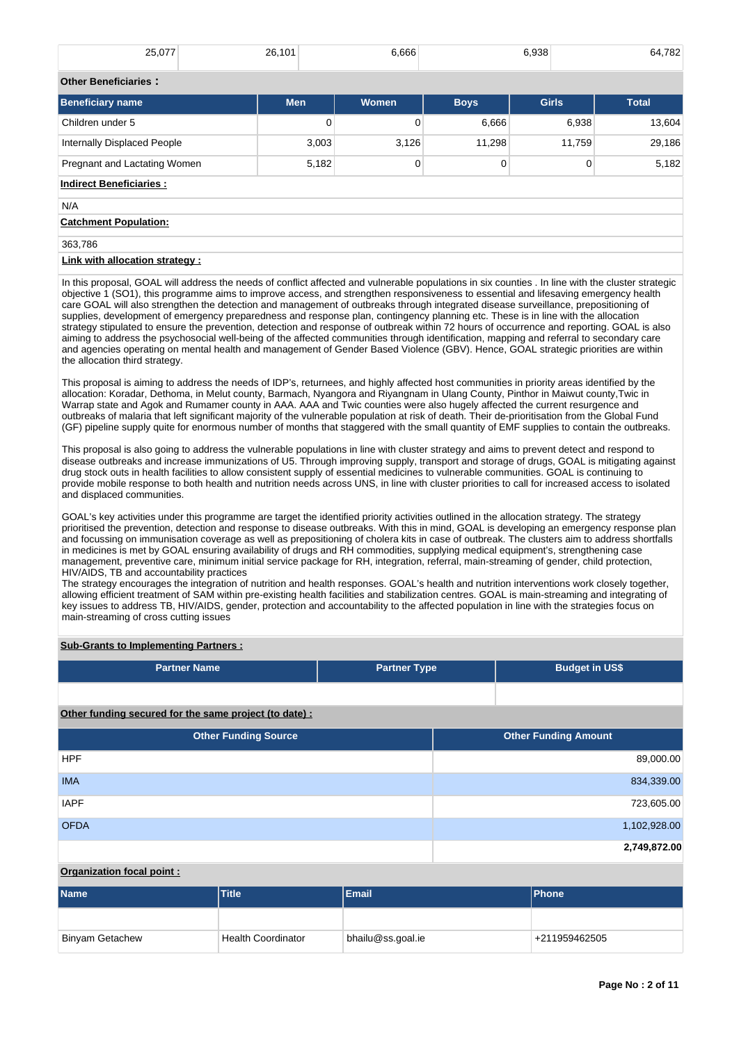| 25,077 | 26,101 | 6,666 | 6,938 | 64,782 |
|---|---|---|---|---|

**Other Beneficiaries :**

| Beneficiary name | Men | Women | Boys | Girls | Total |
|---|---|---|---|---|---|
| Children under 5 | 0 | 0 | 6,666 | 6,938 | 13,604 |
| Internally Displaced People | 3,003 | 3,126 | 11,298 | 11,759 | 29,186 |
| Pregnant and Lactating Women | 5,182 | 0 | 0 | 0 | 5,182 |

**Indirect Beneficiaries :**

N/A

**Catchment Population:**

363,786

**Link with allocation strategy :**

In this proposal, GOAL will address the needs of conflict affected and vulnerable populations in six counties . In line with the cluster strategic objective 1 (SO1), this programme aims to improve access, and strengthen responsiveness to essential and lifesaving emergency health care GOAL will also strengthen the detection and management of outbreaks through integrated disease surveillance, prepositioning of supplies, development of emergency preparedness and response plan, contingency planning etc. These is in line with the allocation strategy stipulated to ensure the prevention, detection and response of outbreak within 72 hours of occurrence and reporting. GOAL is also aiming to address the psychosocial well-being of the affected communities through identification, mapping and referral to secondary care and agencies operating on mental health and management of Gender Based Violence (GBV). Hence, GOAL strategic priorities are within the allocation third strategy.

This proposal is aiming to address the needs of IDP's, returnees, and highly affected host communities in priority areas identified by the allocation: Koradar, Dethoma, in Melut county, Barmach, Nyangora and Riyangnam in Ulang County, Pinthor in Maiwut county,Twic in Warrap state and Agok and Rumamer county in AAA. AAA and Twic counties were also hugely affected the current resurgence and outbreaks of malaria that left significant majority of the vulnerable population at risk of death. Their de-prioritisation from the Global Fund (GF) pipeline supply quite for enormous number of months that staggered with the small quantity of EMF supplies to contain the outbreaks.

This proposal is also going to address the vulnerable populations in line with cluster strategy and aims to prevent detect and respond to disease outbreaks and increase immunizations of U5. Through improving supply, transport and storage of drugs, GOAL is mitigating against drug stock outs in health facilities to allow consistent supply of essential medicines to vulnerable communities. GOAL is continuing to provide mobile response to both health and nutrition needs across UNS, in line with cluster priorities to call for increased access to isolated and displaced communities.

GOAL's key activities under this programme are target the identified priority activities outlined in the allocation strategy. The strategy prioritised the prevention, detection and response to disease outbreaks. With this in mind, GOAL is developing an emergency response plan and focussing on immunisation coverage as well as prepositioning of cholera kits in case of outbreak. The clusters aim to address shortfalls in medicines is met by GOAL ensuring availability of drugs and RH commodities, supplying medical equipment's, strengthening case management, preventive care, minimum initial service package for RH, integration, referral, main-streaming of gender, child protection, HIV/AIDS, TB and accountability practices
The strategy encourages the integration of nutrition and health responses. GOAL's health and nutrition interventions work closely together, allowing efficient treatment of SAM within pre-existing health facilities and stabilization centres. GOAL is main-streaming and integrating of key issues to address TB, HIV/AIDS, gender, protection and accountability to the affected population in line with the strategies focus on main-streaming of cross cutting issues

**Sub-Grants to Implementing Partners :**

| Partner Name | Partner Type | Budget in US$ |
|---|---|---|
| | | |

**Other funding secured for the same project (to date) :**

| Other Funding Source | Other Funding Amount |
|---|---|
| HPF | 89,000.00 |
| IMA | 834,339.00 |
| IAPF | 723,605.00 |
| OFDA | 1,102,928.00 |
| | **2,749,872.00** |

**Organization focal point :**

| Name | Title | Email | Phone |
|---|---|---|---|
| | | | |
| Binyam Getachew | Health Coordinator | bhailu@ss.goal.ie | +211959462505 |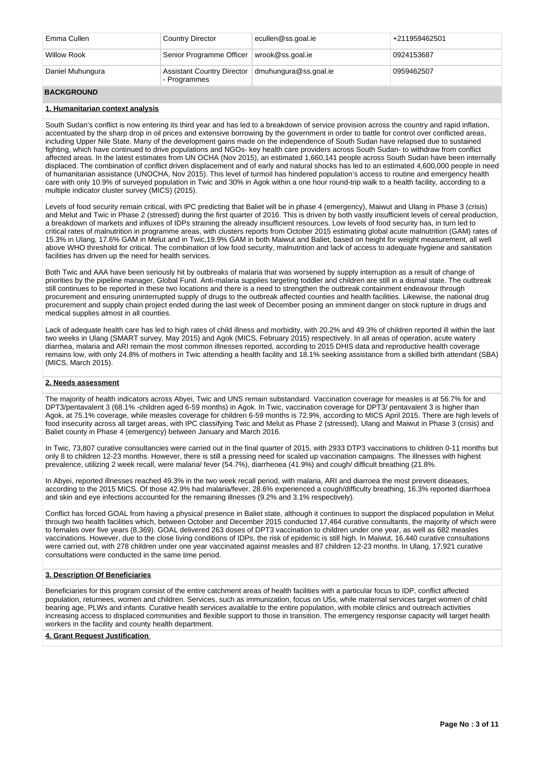| Emma Cullen | Country Director | ecullen@ss.goal.ie | +211959462501 |
|---|---|---|---|
| Willow Rook | Senior Programme Officer | wrook@ss.goal.ie | 0924153687 |
| Daniel Muhungura | Assistant Country Director - Programmes | dmuhungura@ss.goal.ie | 0959462507 |

## BACKGROUND

### 1. Humanitarian context analysis

South Sudan's conflict is now entering its third year and has led to a breakdown of service provision across the country and rapid inflation, accentuated by the sharp drop in oil prices and extensive borrowing by the government in order to battle for control over conflicted areas, including Upper Nile State. Many of the development gains made on the independence of South Sudan have relapsed due to sustained fighting, which have continued to drive populations and NGOs- key health care providers across South Sudan- to withdraw from conflict affected areas. In the latest estimates from UN OCHA (Nov 2015), an estimated 1,660,141 people across South Sudan have been internally displaced. The combination of conflict driven displacement and of early and natural shocks has led to an estimated 4,600,000 people in need of humanitarian assistance (UNOCHA, Nov 2015). This level of turmoil has hindered population's access to routine and emergency health care with only 10.9% of surveyed population in Twic and 30% in Agok within a one hour round-trip walk to a health facility, according to a multiple indicator cluster survey (MICS) (2015).

Levels of food security remain critical, with IPC predicting that Baliet will be in phase 4 (emergency), Maiwut and Ulang in Phase 3 (crisis) and Melut and Twic in Phase 2 (stressed) during the first quarter of 2016. This is driven by both vastly insufficient levels of cereal production, a breakdown of markets and influxes of IDPs straining the already insufficient resources. Low levels of food security has, in turn led to critical rates of malnutrition in programme areas, with clusters reports from October 2015 estimating global acute malnutrition (GAM) rates of 15.3% in Ulang, 17.6% GAM in Melut and in Twic,19.9% GAM in both Maiwut and Baliet, based on height for weight measurement, all well above WHO threshold for critical. The combination of low food security, malnutrition and lack of access to adequate hygiene and sanitation facilities has driven up the need for health services.

Both Twic and AAA have been seriously hit by outbreaks of malaria that was worsened by supply interruption as a result of change of priorities by the pipeline manager, Global Fund. Anti-malaria supplies targeting toddler and children are still in a dismal state. The outbreak still continues to be reported in these two locations and there is a need to strengthen the outbreak containment endeavour through procurement and ensuring uninterrupted supply of drugs to the outbreak affected counties and health facilities. Likewise, the national drug procurement and supply chain project ended during the last week of December posing an imminent danger on stock rupture in drugs and medical supplies almost in all counties.

Lack of adequate health care has led to high rates of child illness and morbidity, with 20.2% and 49.3% of children reported ill within the last two weeks in Ulang (SMART survey, May 2015) and Agok (MICS, February 2015) respectively. In all areas of operation, acute watery diarrhea, malaria and ARI remain the most common illnesses reported, according to 2015 DHIS data and reproductive health coverage remains low, with only 24.8% of mothers in Twic attending a health facility and 18.1% seeking assistance from a skilled birth attendant (SBA) (MICS, March 2015).

### 2. Needs assessment

The majority of health indicators across Abyei, Twic and UNS remain substandard. Vaccination coverage for measles is at 56.7% for and DPT3/pentavalent 3 (68.1% -children aged 6-59 months) in Agok. In Twic, vaccination coverage for DPT3/ pentavalent 3 is higher than Agok, at 75.1% coverage, while measles coverage for children 6-59 months is 72.9%, according to MICS April 2015. There are high levels of food insecurity across all target areas, with IPC classifying Twic and Melut as Phase 2 (stressed), Ulang and Maiwut in Phase 3 (crisis) and Baliet county in Phase 4 (emergency) between January and March 2016.

In Twic, 73,807 curative consultancies were carried out in the final quarter of 2015, with 2933 DTP3 vaccinations to children 0-11 months but only 8 to children 12-23 months. However, there is still a pressing need for scaled up vaccination campaigns. The illnesses with highest prevalence, utilizing 2 week recall, were malaria/ fever (54.7%), diarrheoea (41.9%) and cough/ difficult breathing (21.8%.

In Abyei, reported illnesses reached 49.3% in the two week recall period, with malaria, ARI and diarroea the most prevent diseases, according to the 2015 MICS. Of those 42.9% had malaria/fever, 28.6% experienced a cough/difficulty breathing, 16.3% reported diarrhoea and skin and eye infections accounted for the remaining illnesses (9.2% and 3.1% respectively).

Conflict has forced GOAL from having a physical presence in Baliet state, although it continues to support the displaced population in Melut through two health facilities which, between October and December 2015 conducted 17,464 curative consultants, the majority of which were to females over five years (8,369). GOAL delivered 263 doses of DPT3 vaccination to children under one year, as well as 682 measles vaccinations. However, due to the close living conditions of IDPs, the risk of epidemic is still high. In Maiwut, 16,440 curative consultations were carried out, with 278 children under one year vaccinated against measles and 87 children 12-23 months. In Ulang, 17,921 curative consultations were conducted in the same time period.

### 3. Description Of Beneficiaries

Beneficiaries for this program consist of the entire catchment areas of health facilities with a particular focus to IDP, conflict affected population, returnees, women and children. Services, such as immunization, focus on U5s, while maternal services target women of child bearing age, PLWs and infants. Curative health services available to the entire population, with mobile clinics and outreach activities increasing access to displaced communities and flexible support to those in transition. The emergency response capacity will target health workers in the facility and county health department.

### 4. Grant Request Justification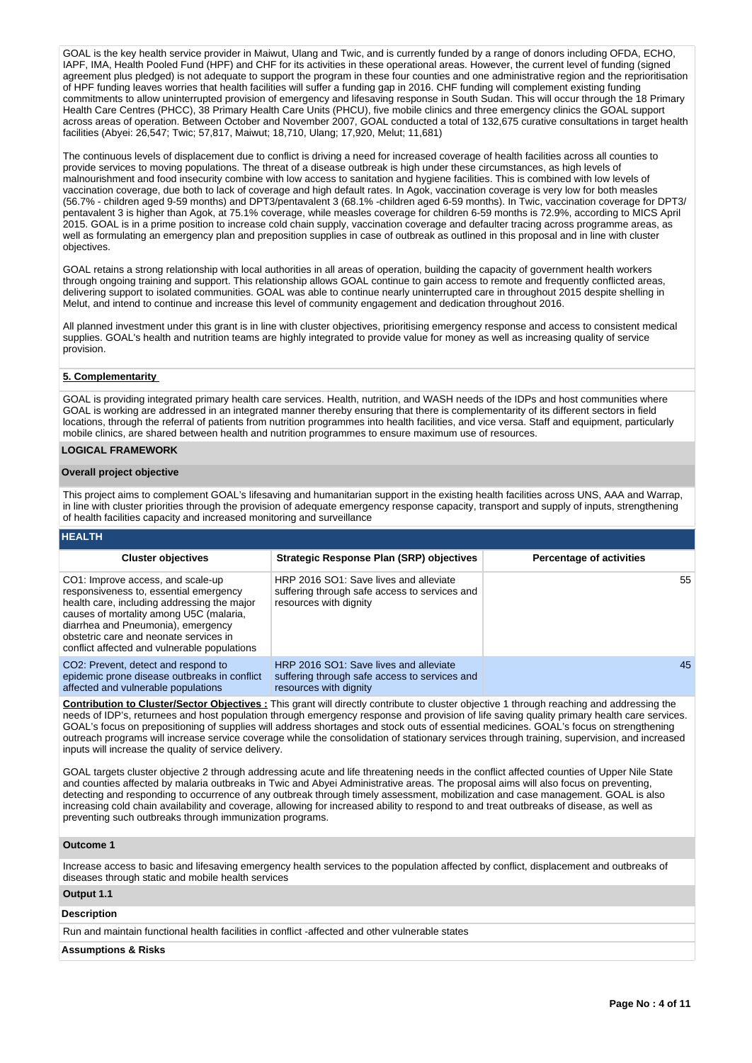GOAL is the key health service provider in Maiwut, Ulang and Twic, and is currently funded by a range of donors including OFDA, ECHO, IAPF, IMA, Health Pooled Fund (HPF) and CHF for its activities in these operational areas. However, the current level of funding (signed agreement plus pledged) is not adequate to support the program in these four counties and one administrative region and the reprioritisation of HPF funding leaves worries that health facilities will suffer a funding gap in 2016. CHF funding will complement existing funding commitments to allow uninterrupted provision of emergency and lifesaving response in South Sudan. This will occur through the 18 Primary Health Care Centres (PHCC), 38 Primary Health Care Units (PHCU), five mobile clinics and three emergency clinics the GOAL support across areas of operation. Between October and November 2007, GOAL conducted a total of 132,675 curative consultations in target health facilities (Abyei: 26,547; Twic; 57,817, Maiwut; 18,710, Ulang; 17,920, Melut; 11,681)

The continuous levels of displacement due to conflict is driving a need for increased coverage of health facilities across all counties to provide services to moving populations. The threat of a disease outbreak is high under these circumstances, as high levels of malnourishment and food insecurity combine with low access to sanitation and hygiene facilities. This is combined with low levels of vaccination coverage, due both to lack of coverage and high default rates. In Agok, vaccination coverage is very low for both measles (56.7% - children aged 9-59 months) and DPT3/pentavalent 3 (68.1% -children aged 6-59 months). In Twic, vaccination coverage for DPT3/ pentavalent 3 is higher than Agok, at 75.1% coverage, while measles coverage for children 6-59 months is 72.9%, according to MICS April 2015. GOAL is in a prime position to increase cold chain supply, vaccination coverage and defaulter tracing across programme areas, as well as formulating an emergency plan and preposition supplies in case of outbreak as outlined in this proposal and in line with cluster objectives.

GOAL retains a strong relationship with local authorities in all areas of operation, building the capacity of government health workers through ongoing training and support. This relationship allows GOAL continue to gain access to remote and frequently conflicted areas, delivering support to isolated communities. GOAL was able to continue nearly uninterrupted care in throughout 2015 despite shelling in Melut, and intend to continue and increase this level of community engagement and dedication throughout 2016.

All planned investment under this grant is in line with cluster objectives, prioritising emergency response and access to consistent medical supplies. GOAL's health and nutrition teams are highly integrated to provide value for money as well as increasing quality of service provision.

**5. Complementarity**

GOAL is providing integrated primary health care services. Health, nutrition, and WASH needs of the IDPs and host communities where GOAL is working are addressed in an integrated manner thereby ensuring that there is complementarity of its different sectors in field locations, through the referral of patients from nutrition programmes into health facilities, and vice versa. Staff and equipment, particularly mobile clinics, are shared between health and nutrition programmes to ensure maximum use of resources.

## LOGICAL FRAMEWORK

### Overall project objective

This project aims to complement GOAL's lifesaving and humanitarian support in the existing health facilities across UNS, AAA and Warrap, in line with cluster priorities through the provision of adequate emergency response capacity, transport and supply of inputs, strengthening of health facilities capacity and increased monitoring and surveillance

### HEALTH

| Cluster objectives | Strategic Response Plan (SRP) objectives | Percentage of activities |
|---|---|---|
| CO1: Improve access, and scale-up responsiveness to, essential emergency health care, including addressing the major causes of mortality among U5C (malaria, diarrhea and Pneumonia), emergency obstetric care and neonate services in conflict affected and vulnerable populations | HRP 2016 SO1: Save lives and alleviate suffering through safe access to services and resources with dignity | 55 |
| CO2: Prevent, detect and respond to epidemic prone disease outbreaks in conflict affected and vulnerable populations | HRP 2016 SO1: Save lives and alleviate suffering through safe access to services and resources with dignity | 45 |

**Contribution to Cluster/Sector Objectives :** This grant will directly contribute to cluster objective 1 through reaching and addressing the needs of IDP's, returnees and host population through emergency response and provision of life saving quality primary health care services. GOAL's focus on prepositioning of supplies will address shortages and stock outs of essential medicines. GOAL's focus on strengthening outreach programs will increase service coverage while the consolidation of stationary services through training, supervision, and increased inputs will increase the quality of service delivery.

GOAL targets cluster objective 2 through addressing acute and life threatening needs in the conflict affected counties of Upper Nile State and counties affected by malaria outbreaks in Twic and Abyei Administrative areas. The proposal aims will also focus on preventing, detecting and responding to occurrence of any outbreak through timely assessment, mobilization and case management. GOAL is also increasing cold chain availability and coverage, allowing for increased ability to respond to and treat outbreaks of disease, as well as preventing such outbreaks through immunization programs.

### Outcome 1

Increase access to basic and lifesaving emergency health services to the population affected by conflict, displacement and outbreaks of diseases through static and mobile health services

### Output 1.1

**Description**

Run and maintain functional health facilities in conflict -affected and other vulnerable states

**Assumptions & Risks**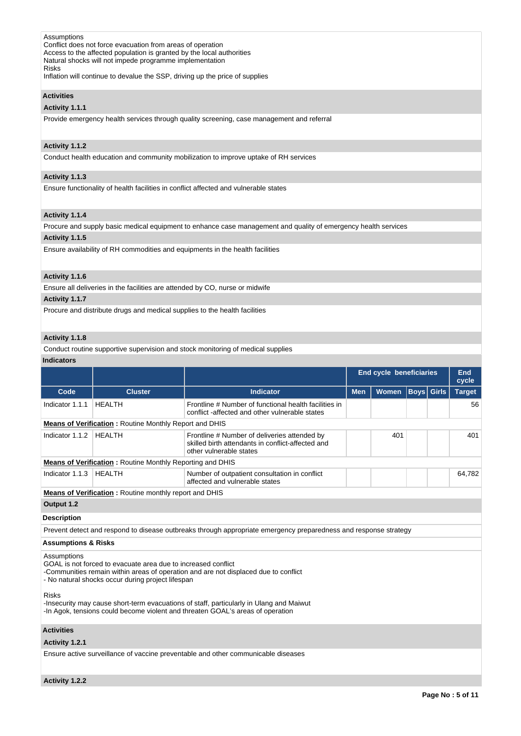Assumptions
Conflict does not force evacuation from areas of operation
Access to the affected population is granted by the local authorities
Natural shocks will not impede programme implementation
Risks
Inflation will continue to devalue the SSP, driving up the price of supplies

### Activities

#### Activity 1.1.1

Provide emergency health services through quality screening, case management and referral

#### Activity 1.1.2

Conduct health education and community mobilization to improve uptake of RH services

#### Activity 1.1.3

Ensure functionality of health facilities in conflict affected and vulnerable states

#### Activity 1.1.4

Procure and supply basic medical equipment to enhance case management and quality of emergency health services

#### Activity 1.1.5

Ensure availability of RH commodities and equipments in the health facilities

#### Activity 1.1.6

Ensure all deliveries in the facilities are attended by CO, nurse or midwife

#### Activity 1.1.7

Procure and distribute drugs and medical supplies to the health facilities

#### Activity 1.1.8

Conduct routine supportive supervision and stock monitoring of medical supplies

### Indicators

| | | | End cycle beneficiaries | | | | End cycle |
|---|---|---|---|---|---|---|---|
| Code | Cluster | Indicator | Men | Women | Boys | Girls | Target |
| Indicator 1.1.1 | HEALTH | Frontline # Number of functional health facilities in conflict -affected and other vulnerable states | | | | | 56 |
| **Means of Verification :** Routine Monthly Report and DHIS | | | | | | | |
| Indicator 1.1.2 | HEALTH | Frontline # Number of deliveries attended by skilled birth attendants in conflict-affected and other vulnerable states | | 401 | | | 401 |
| **Means of Verification :** Routine Monthly Reporting and DHIS | | | | | | | |
| Indicator 1.1.3 | HEALTH | Number of outpatient consultation in conflict affected and vulnerable states | | | | | 64,782 |
| **Means of Verification :** Routine monthly report and DHIS | | | | | | | |

### Output 1.2

#### Description

Prevent detect and respond to disease outbreaks through appropriate emergency preparedness and response strategy

#### Assumptions & Risks

Assumptions
GOAL is not forced to evacuate area due to increased conflict
-Communities remain within areas of operation and are not displaced due to conflict
- No natural shocks occur during project lifespan

Risks
-Insecurity may cause short-term evacuations of staff, particularly in Ulang and Maiwut
-In Agok, tensions could become violent and threaten GOAL's areas of operation

### Activities

#### Activity 1.2.1

Ensure active surveillance of vaccine preventable and other communicable diseases

#### Activity 1.2.2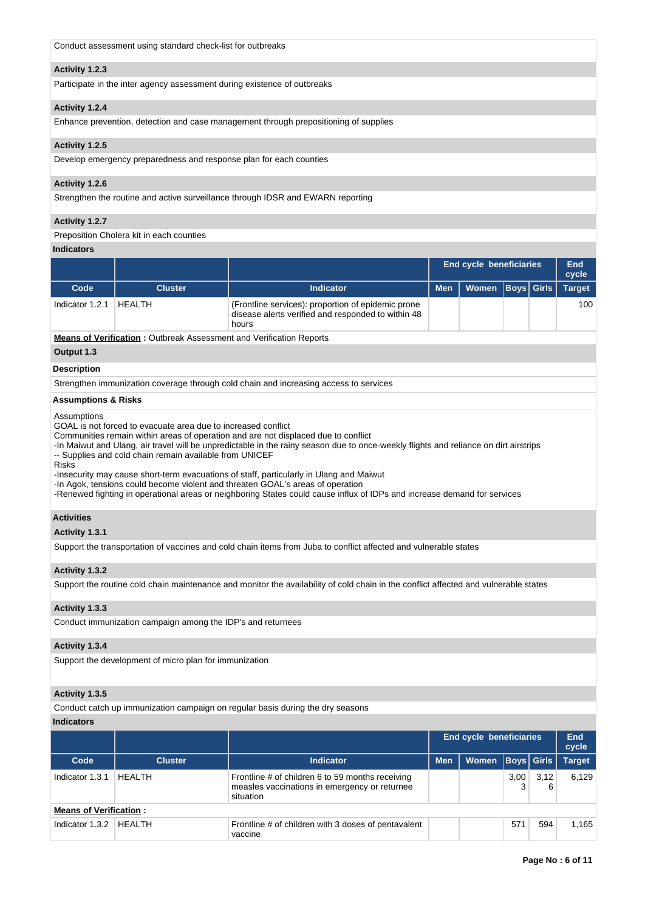Conduct assessment using standard check-list for outbreaks

**Activity 1.2.3**

Participate in the inter agency assessment during existence of outbreaks

**Activity 1.2.4**

Enhance prevention, detection and case management through prepositioning of supplies

**Activity 1.2.5**

Develop emergency preparedness and response plan for each counties

**Activity 1.2.6**

Strengthen the routine and active surveillance through IDSR and EWARN reporting

**Activity 1.2.7**

Preposition Cholera kit in each counties

**Indicators**

| | | | End cycle beneficiaries | | | | End cycle |
|---|---|---|---|---|---|---|---|
| **Code** | **Cluster** | **Indicator** | **Men** | **Women** | **Boys** | **Girls** | **Target** |
| Indicator 1.2.1 | HEALTH | (Frontline services): proportion of epidemic prone disease alerts verified and responded to within 48 hours | | | | | 100 |

**Means of Verification :** Outbreak Assessment and Verification Reports

**Output 1.3**

**Description**

Strengthen immunization coverage through cold chain and increasing access to services

**Assumptions & Risks**

Assumptions
GOAL is not forced to evacuate area due to increased conflict
Communities remain within areas of operation and are not displaced due to conflict
-In Maiwut and Ulang, air travel will be unpredictable in the rainy season due to once-weekly flights and reliance on dirt airstrips
-- Supplies and cold chain remain available from UNICEF
Risks
-Insecurity may cause short-term evacuations of staff, particularly in Ulang and Maiwut
-In Agok, tensions could become violent and threaten GOAL's areas of operation
-Renewed fighting in operational areas or neighboring States could cause influx of IDPs and increase demand for services

**Activities**

**Activity 1.3.1**

Support the transportation of vaccines and cold chain items from Juba to conflict affected and vulnerable states

**Activity 1.3.2**

Support the routine cold chain maintenance and monitor the availability of cold chain in the conflict affected and vulnerable states

**Activity 1.3.3**

Conduct immunization campaign among the IDP's and returnees

**Activity 1.3.4**

Support the development of micro plan for immunization

**Activity 1.3.5**

Conduct catch up immunization campaign on regular basis during the dry seasons

**Indicators**

| | | | End cycle beneficiaries | | | | End cycle |
|---|---|---|---|---|---|---|---|
| **Code** | **Cluster** | **Indicator** | **Men** | **Women** | **Boys** | **Girls** | **Target** |
| Indicator 1.3.1 | HEALTH | Frontline # of children 6 to 59 months receiving measles vaccinations in emergency or returnee situation | | | 3,003 | 3,126 | 6,129 |
| **Means of Verification :** | | | | | | | |
| Indicator 1.3.2 | HEALTH | Frontline # of children with 3 doses of pentavalent vaccine | | | 571 | 594 | 1,165 |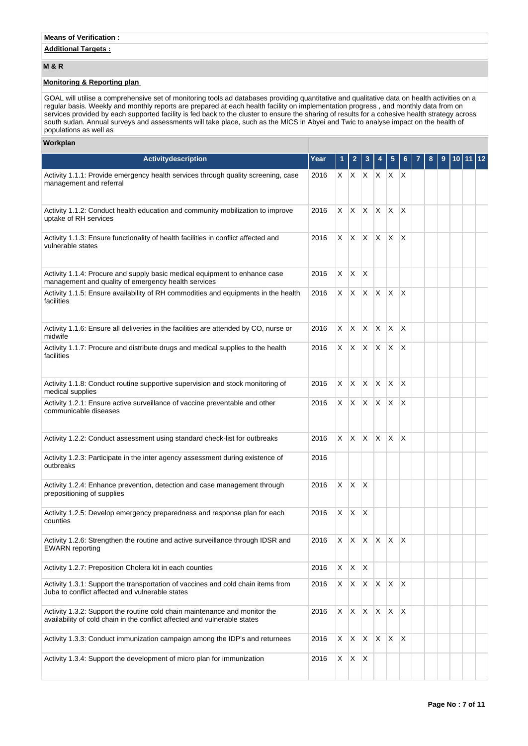**Means of Verification :**

**Additional Targets :**

## M & R

### Monitoring & Reporting plan

GOAL will utilise a comprehensive set of monitoring tools ad databases providing quantitative and qualitative data on health activities on a regular basis. Weekly and monthly reports are prepared at each health facility on implementation progress , and monthly data from on services provided by each supported facility is fed back to the cluster to ensure the sharing of results for a cohesive health strategy across south sudan. Annual surveys and assessments will take place, such as the MICS in Abyei and Twic to analyse impact on the health of populations as well as

### Workplan

| Activitydescription | Year | 1 | 2 | 3 | 4 | 5 | 6 | 7 | 8 | 9 | 10 | 11 | 12 |
|---|---|---|---|---|---|---|---|---|---|---|---|---|---|
| Activity 1.1.1: Provide emergency health services through quality screening, case management and referral | 2016 | X | X | X | X | X | X | | | | | | |
| Activity 1.1.2: Conduct health education and community mobilization to improve uptake of RH services | 2016 | X | X | X | X | X | X | | | | | | |
| Activity 1.1.3: Ensure functionality of health facilities in conflict affected and vulnerable states | 2016 | X | X | X | X | X | X | | | | | | |
| Activity 1.1.4: Procure and supply basic medical equipment to enhance case management and quality of emergency health services | 2016 | X | X | X | | | | | | | | | |
| Activity 1.1.5: Ensure availability of RH commodities and equipments in the health facilities | 2016 | X | X | X | X | X | X | | | | | | |
| Activity 1.1.6: Ensure all deliveries in the facilities are attended by CO, nurse or midwife | 2016 | X | X | X | X | X | X | | | | | | |
| Activity 1.1.7: Procure and distribute drugs and medical supplies to the health facilities | 2016 | X | X | X | X | X | X | | | | | | |
| Activity 1.1.8: Conduct routine supportive supervision and stock monitoring of medical supplies | 2016 | X | X | X | X | X | X | | | | | | |
| Activity 1.2.1: Ensure active surveillance of vaccine preventable and other communicable diseases | 2016 | X | X | X | X | X | X | | | | | | |
| Activity 1.2.2: Conduct assessment using standard check-list for outbreaks | 2016 | X | X | X | X | X | X | | | | | | |
| Activity 1.2.3: Participate in the inter agency assessment during existence of outbreaks | 2016 | | | | | | | | | | | | |
| Activity 1.2.4: Enhance prevention, detection and case management through prepositioning of supplies | 2016 | X | X | X | | | | | | | | | |
| Activity 1.2.5: Develop emergency preparedness and response plan for each counties | 2016 | X | X | X | | | | | | | | | |
| Activity 1.2.6: Strengthen the routine and active surveillance through IDSR and EWARN reporting | 2016 | X | X | X | X | X | X | | | | | | |
| Activity 1.2.7: Preposition Cholera kit in each counties | 2016 | X | X | X | | | | | | | | | |
| Activity 1.3.1: Support the transportation of vaccines and cold chain items from Juba to conflict affected and vulnerable states | 2016 | X | X | X | X | X | X | | | | | | |
| Activity 1.3.2: Support the routine cold chain maintenance and monitor the availability of cold chain in the conflict affected and vulnerable states | 2016 | X | X | X | X | X | X | | | | | | |
| Activity 1.3.3: Conduct immunization campaign among the IDP's and returnees | 2016 | X | X | X | X | X | X | | | | | | |
| Activity 1.3.4: Support the development of micro plan for immunization | 2016 | X | X | X | | | | | | | | | |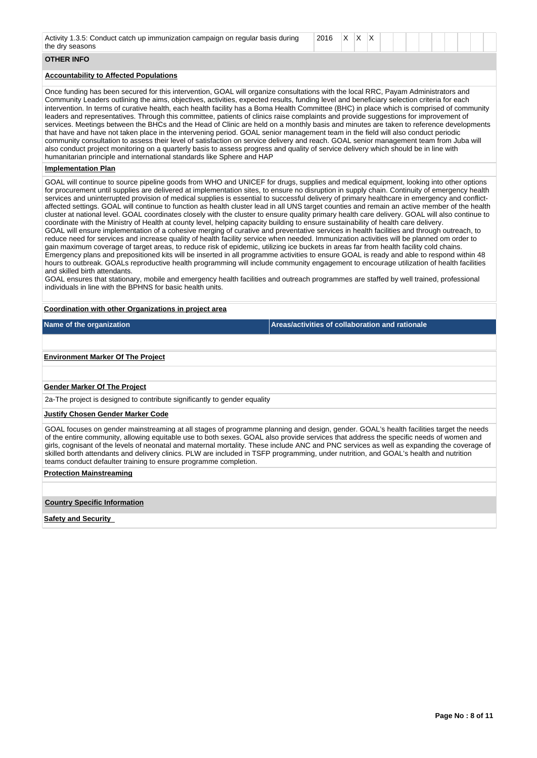| Activity | Year | 1 | 2 | 3 | 4 | 5 | 6 | 7 | 8 | 9 | 10 | 11 | 12 |
|---|---|---|---|---|---|---|---|---|---|---|---|---|---|
| Activity 1.3.5: Conduct catch up immunization campaign on regular basis during the dry seasons | 2016 | X | X | X | | | | | | | | | |

## OTHER INFO

### Accountability to Affected Populations

Once funding has been secured for this intervention, GOAL will organize consultations with the local RRC, Payam Administrators and Community Leaders outlining the aims, objectives, activities, expected results, funding level and beneficiary selection criteria for each intervention. In terms of curative health, each health facility has a Boma Health Committee (BHC) in place which is comprised of community leaders and representatives. Through this committee, patients of clinics raise complaints and provide suggestions for improvement of services. Meetings between the BHCs and the Head of Clinic are held on a monthly basis and minutes are taken to reference developments that have and have not taken place in the intervening period. GOAL senior management team in the field will also conduct periodic community consultation to assess their level of satisfaction on service delivery and reach. GOAL senior management team from Juba will also conduct project monitoring on a quarterly basis to assess progress and quality of service delivery which should be in line with humanitarian principle and international standards like Sphere and HAP

### Implementation Plan

GOAL will continue to source pipeline goods from WHO and UNICEF for drugs, supplies and medical equipment, looking into other options for procurement until supplies are delivered at implementation sites, to ensure no disruption in supply chain. Continuity of emergency health services and uninterrupted provision of medical supplies is essential to successful delivery of primary healthcare in emergency and conflict-affected settings. GOAL will continue to function as health cluster lead in all UNS target counties and remain an active member of the health cluster at national level. GOAL coordinates closely with the cluster to ensure quality primary health care delivery. GOAL will also continue to coordinate with the Ministry of Health at county level, helping capacity building to ensure sustainability of health care delivery.
GOAL will ensure implementation of a cohesive merging of curative and preventative services in health facilities and through outreach, to reduce need for services and increase quality of health facility service when needed. Immunization activities will be planned om order to gain maximum coverage of target areas, to reduce risk of epidemic, utilizing ice buckets in areas far from health facility cold chains. Emergency plans and prepositioned kits will be inserted in all programme activities to ensure GOAL is ready and able to respond within 48 hours to outbreak. GOALs reproductive health programming will include community engagement to encourage utilization of health facilities and skilled birth attendants.
GOAL ensures that stationary, mobile and emergency health facilities and outreach programmes are staffed by well trained, professional individuals in line with the BPHNS for basic health units.

### Coordination with other Organizations in project area

| Name of the organization | Areas/activities of collaboration and rationale |
|---|---|
| | |

### Environment Marker Of The Project

### Gender Marker Of The Project

2a-The project is designed to contribute significantly to gender equality

### Justify Chosen Gender Marker Code

GOAL focuses on gender mainstreaming at all stages of programme planning and design, gender. GOAL's health facilities target the needs of the entire community, allowing equitable use to both sexes. GOAL also provide services that address the specific needs of women and girls, cognisant of the levels of neonatal and maternal mortality. These include ANC and PNC services as well as expanding the coverage of skilled borth attendants and delivery clinics. PLW are included in TSFP programming, under nutrition, and GOAL's health and nutrition teams conduct defaulter training to ensure programme completion.

### Protection Mainstreaming

## Country Specific Information

### Safety and Security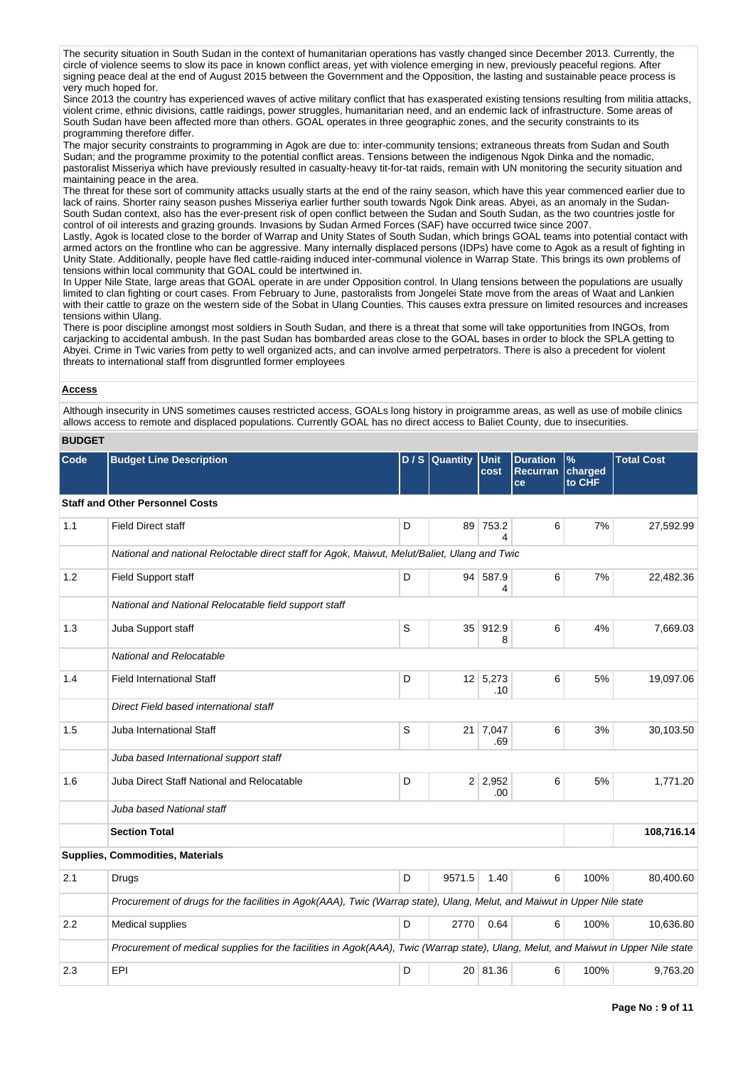The security situation in South Sudan in the context of humanitarian operations has vastly changed since December 2013. Currently, the circle of violence seems to slow its pace in known conflict areas, yet with violence emerging in new, previously peaceful regions. After signing peace deal at the end of August 2015 between the Government and the Opposition, the lasting and sustainable peace process is very much hoped for.

Since 2013 the country has experienced waves of active military conflict that has exasperated existing tensions resulting from militia attacks, violent crime, ethnic divisions, cattle raidings, power struggles, humanitarian need, and an endemic lack of infrastructure. Some areas of South Sudan have been affected more than others. GOAL operates in three geographic zones, and the security constraints to its programming therefore differ.

The major security constraints to programming in Agok are due to: inter-community tensions; extraneous threats from Sudan and South Sudan; and the programme proximity to the potential conflict areas. Tensions between the indigenous Ngok Dinka and the nomadic, pastoralist Misseriya which have previously resulted in casualty-heavy tit-for-tat raids, remain with UN monitoring the security situation and maintaining peace in the area.

The threat for these sort of community attacks usually starts at the end of the rainy season, which have this year commenced earlier due to lack of rains. Shorter rainy season pushes Misseriya earlier further south towards Ngok Dink areas. Abyei, as an anomaly in the Sudan-South Sudan context, also has the ever-present risk of open conflict between the Sudan and South Sudan, as the two countries jostle for control of oil interests and grazing grounds. Invasions by Sudan Armed Forces (SAF) have occurred twice since 2007.

Lastly, Agok is located close to the border of Warrap and Unity States of South Sudan, which brings GOAL teams into potential contact with armed actors on the frontline who can be aggressive. Many internally displaced persons (IDPs) have come to Agok as a result of fighting in Unity State. Additionally, people have fled cattle-raiding induced inter-communal violence in Warrap State. This brings its own problems of tensions within local community that GOAL could be intertwined in.

In Upper Nile State, large areas that GOAL operate in are under Opposition control. In Ulang tensions between the populations are usually limited to clan fighting or court cases. From February to June, pastoralists from Jongelei State move from the areas of Waat and Lankien with their cattle to graze on the western side of the Sobat in Ulang Counties. This causes extra pressure on limited resources and increases tensions within Ulang.

There is poor discipline amongst most soldiers in South Sudan, and there is a threat that some will take opportunities from INGOs, from carjacking to accidental ambush. In the past Sudan has bombarded areas close to the GOAL bases in order to block the SPLA getting to Abyei. Crime in Twic varies from petty to well organized acts, and can involve armed perpetrators. There is also a precedent for violent threats to international staff from disgruntled former employees

**Access**

Although insecurity in UNS sometimes causes restricted access, GOALs long history in proigramme areas, as well as use of mobile clinics allows access to remote and displaced populations. Currently GOAL has no direct access to Baliet County, due to insecurities.

## BUDGET

| Code | Budget Line Description | D / S | Quantity | Unit cost | Duration Recurrance | % charged to CHF | Total Cost |
|---|---|---|---|---|---|---|---|
| **Staff and Other Personnel Costs** | | | | | | | |
| 1.1 | Field Direct staff | D | 89 | 753.24 | 6 | 7% | 27,592.99 |
| | *National and national Reloctable direct staff for Agok, Maiwut, Melut/Baliet, Ulang and Twic* | | | | | | |
| 1.2 | Field Support staff | D | 94 | 587.94 | 6 | 7% | 22,482.36 |
| | *National and National Relocatable field support staff* | | | | | | |
| 1.3 | Juba Support staff | S | 35 | 912.98 | 6 | 4% | 7,669.03 |
| | *National and Relocatable* | | | | | | |
| 1.4 | Field International Staff | D | 12 | 5,273.10 | 6 | 5% | 19,097.06 |
| | *Direct Field based international staff* | | | | | | |
| 1.5 | Juba International Staff | S | 21 | 7,047.69 | 6 | 3% | 30,103.50 |
| | *Juba based International support staff* | | | | | | |
| 1.6 | Juba Direct Staff National and Relocatable | D | 2 | 2,952.00 | 6 | 5% | 1,771.20 |
| | *Juba based National staff* | | | | | | |
| | **Section Total** | | | | | | **108,716.14** |
| **Supplies, Commodities, Materials** | | | | | | | |
| 2.1 | Drugs | D | 9571.5 | 1.40 | 6 | 100% | 80,400.60 |
| | *Procurement of drugs for the facilities in Agok(AAA), Twic (Warrap state), Ulang, Melut, and Maiwut in Upper Nile state* | | | | | | |
| 2.2 | Medical supplies | D | 2770 | 0.64 | 6 | 100% | 10,636.80 |
| | *Procurement of medical supplies for the facilities in Agok(AAA), Twic (Warrap state), Ulang, Melut, and Maiwut in Upper Nile state* | | | | | | |
| 2.3 | EPI | D | 20 | 81.36 | 6 | 100% | 9,763.20 |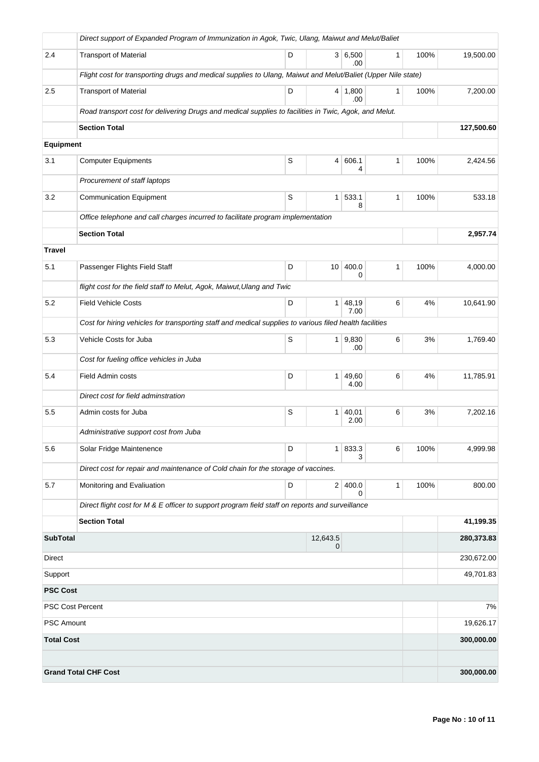| | | | | | | | |
|---|---|---|---|---|---|---|---|
| | *Direct support of Expanded Program of Immunization in Agok, Twic, Ulang, Maiwut and Melut/Baliet* | | | | | | |
| 2.4 | Transport of Material | D | 3 | 6,500.00 | 1 | 100% | 19,500.00 |
| | *Flight cost for transporting drugs and medical supplies to Ulang, Maiwut and Melut/Baliet (Upper Nile state)* | | | | | | |
| 2.5 | Transport of Material | D | 4 | 1,800.00 | 1 | 100% | 7,200.00 |
| | *Road transport cost for delivering Drugs and medical supplies to facilities in Twic, Agok, and Melut.* | | | | | | |
| | **Section Total** | | | | | | **127,500.60** |
| **Equipment** | | | | | | | |
| 3.1 | Computer Equipments | S | 4 | 606.14 | 1 | 100% | 2,424.56 |
| | *Procurement of staff laptops* | | | | | | |
| 3.2 | Communication Equipment | S | 1 | 533.18 | 1 | 100% | 533.18 |
| | *Office telephone and call charges incurred to facilitate program implementation* | | | | | | |
| | **Section Total** | | | | | | **2,957.74** |
| **Travel** | | | | | | | |
| 5.1 | Passenger Flights Field Staff | D | 10 | 400.00 | 1 | 100% | 4,000.00 |
| | *flight cost for the field staff to Melut, Agok, Maiwut,Ulang and Twic* | | | | | | |
| 5.2 | Field Vehicle Costs | D | 1 | 48,197.00 | 6 | 4% | 10,641.90 |
| | *Cost for hiring vehicles for transporting staff and medical supplies to various filed health facilities* | | | | | | |
| 5.3 | Vehicle Costs for Juba | S | 1 | 9,830.00 | 6 | 3% | 1,769.40 |
| | *Cost for fueling office vehicles in Juba* | | | | | | |
| 5.4 | Field Admin costs | D | 1 | 49,604.00 | 6 | 4% | 11,785.91 |
| | *Direct cost for field adminstration* | | | | | | |
| 5.5 | Admin costs for Juba | S | 1 | 40,012.00 | 6 | 3% | 7,202.16 |
| | *Administrative support cost from Juba* | | | | | | |
| 5.6 | Solar Fridge Maintenence | D | 1 | 833.33 | 6 | 100% | 4,999.98 |
| | *Direct cost for repair and maintenance of Cold chain for the storage of vaccines.* | | | | | | |
| 5.7 | Monitoring and Evaliuation | D | 2 | 400.00 | 1 | 100% | 800.00 |
| | *Direct flight cost for M & E officer to support program field staff on reports and surveillance* | | | | | | |
| | **Section Total** | | | | | | **41,199.35** |
| **SubTotal** | | | 12,643.50 | | | | **280,373.83** |
| Direct | | | | | | | 230,672.00 |
| Support | | | | | | | 49,701.83 |
| **PSC Cost** | | | | | | | |
| PSC Cost Percent | | | | | | | 7% |
| PSC Amount | | | | | | | 19,626.17 |
| **Total Cost** | | | | | | | **300,000.00** |
| | | | | | | | |
| **Grand Total CHF Cost** | | | | | | | **300,000.00** |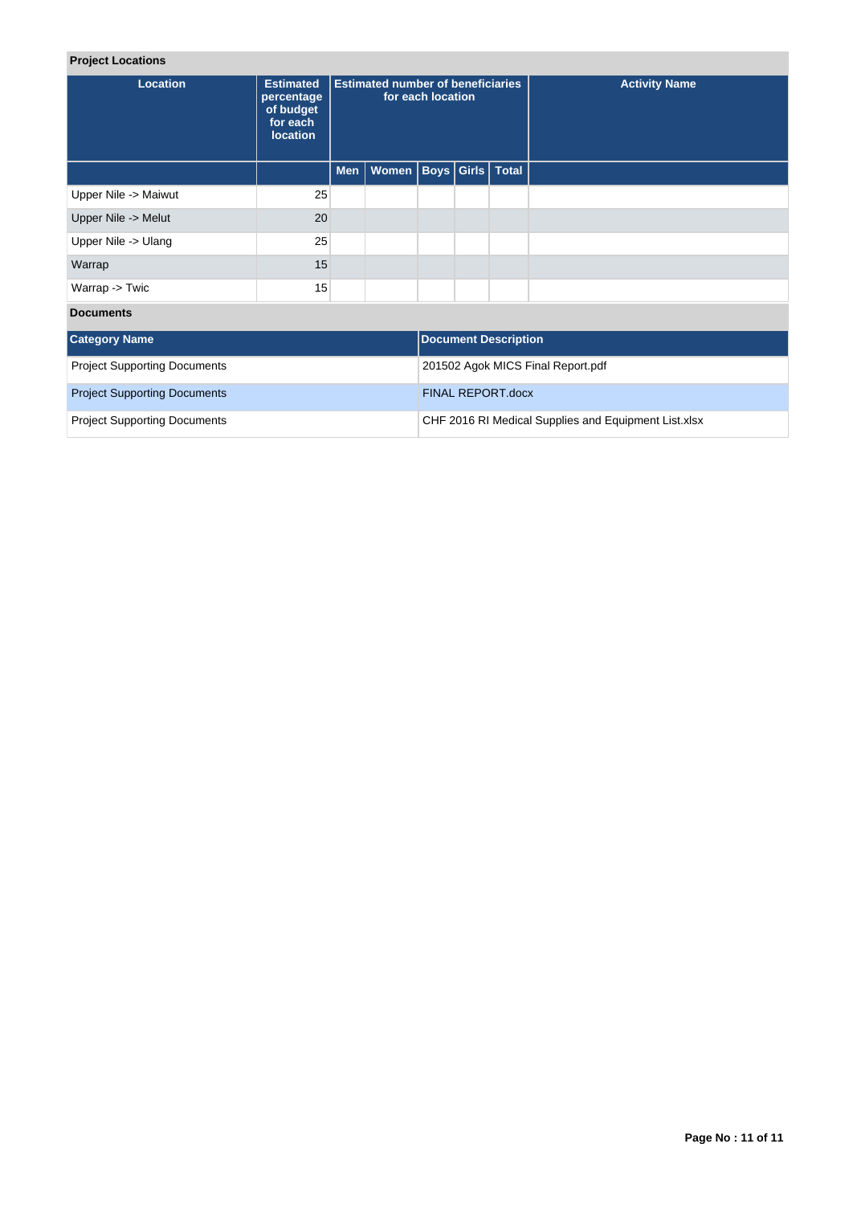## Project Locations

| Location | Estimated percentage of budget for each location | Estimated number of beneficiaries for each location | | | | | Activity Name |
|---|---|---|---|---|---|---|---|
| | | Men | Women | Boys | Girls | Total | |
| Upper Nile -> Maiwut | 25 | | | | | | |
| Upper Nile -> Melut | 20 | | | | | | |
| Upper Nile -> Ulang | 25 | | | | | | |
| Warrap | 15 | | | | | | |
| Warrap -> Twic | 15 | | | | | | |

## Documents

| Category Name | Document Description |
|---|---|
| Project Supporting Documents | 201502 Agok MICS Final Report.pdf |
| Project Supporting Documents | FINAL REPORT.docx |
| Project Supporting Documents | CHF 2016 RI Medical Supplies and Equipment List.xlsx |